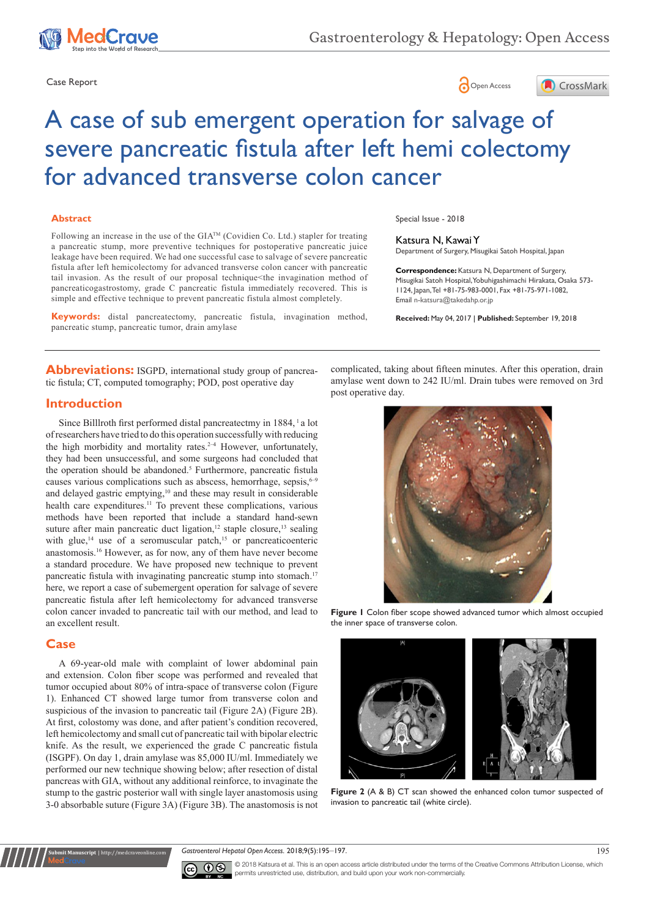Case Report

# A case of sub emergent operation for salvage of severe pancreatic fistula after left hemi colectomy for advanced transverse colon cancer

## Abstract

Following an increase in the use of the GIA™ (Covidien Co. Ltd.) stapler for treating a pancreatic stump, more preventive techniques for postoperative pancreatic juice leakage have been required. We had one successful case to salvage of severe pancreatic fistula after left hemicolectomy for advanced transverse colon cancer with pancreatic tail invasion. As the result of our proposal technique<the invagination method of pancreaticogastrostomy, grade C pancreatic fistula immediately recovered. This is simple and effective technique to prevent pancreatic fistula almost completely.

**Keywords:** distal pancreatectomy, pancreatic fistula, invagination method, pancreatic stump, pancreatic tumor, drain amylase

Special Issue - 2018

Katsura N, Kawai Y

Department of Surgery, Misugikai Satoh Hospital, Japan

**Correspondence:** Katsura N, Department of Surgery, Misugikai Satoh Hospital, Yobuhigashimachi Hirakata, Osaka 573-1124, Japan, Tel +81-75-983-0001, Fax +81-75-971-1082, Email n-katsura@takedahp.or.jp

**Received:** May 04, 2017 | **Published:** September 19, 2018

**Abbreviations:** ISGPD, international study group of pancreatic fistula; CT, computed tomography; POD, post operative day

## Introduction

Since Billlroth first performed distal pancreatectmy in 1884,[1] a lot of researchers have tried to do this operation successfully with reducing the high morbidity and mortality rates.[2–4] However, unfortunately, they had been unsuccessful, and some surgeons had concluded that the operation should be abandoned.[5] Furthermore, pancreatic fistula causes various complications such as abscess, hemorrhage, sepsis,[6–9] and delayed gastric emptying,[10] and these may result in considerable health care expenditures.[11] To prevent these complications, various methods have been reported that include a standard hand-sewn suture after main pancreatic duct ligation,[12] staple closure,[13] sealing with glue,[14] use of a seromuscular patch,[15] or pancreaticoenteric anastomosis.[16] However, as for now, any of them have never become a standard procedure. We have proposed new technique to prevent pancreatic fistula with invaginating pancreatic stump into stomach.[17] here, we report a case of subemergent operation for salvage of severe pancreatic fistula after left hemicolectomy for advanced transverse colon cancer invaded to pancreatic tail with our method, and lead to an excellent result.

## Case

A 69-year-old male with complaint of lower abdominal pain and extension. Colon fiber scope was performed and revealed that tumor occupied about 80% of intra-space of transverse colon (Figure 1). Enhanced CT showed large tumor from transverse colon and suspicious of the invasion to pancreatic tail (Figure 2A) (Figure 2B). At first, colostomy was done, and after patient's condition recovered, left hemicolectomy and small cut of pancreatic tail with bipolar electric knife. As the result, we experienced the grade C pancreatic fistula (ISGPF). On day 1, drain amylase was 85,000 IU/ml. Immediately we performed our new technique showing below; after resection of distal pancreas with GIA, without any additional reinforce, to invaginate the stump to the gastric posterior wall with single layer anastomosis using 3-0 absorbable suture (Figure 3A) (Figure 3B). The anastomosis is not complicated, taking about fifteen minutes. After this operation, drain amylase went down to 242 IU/ml. Drain tubes were removed on 3rd post operative day.

**Figure 1** Colon fiber scope showed advanced tumor which almost occupied the inner space of transverse colon.

**Figure 2** (A & B) CT scan showed the enhanced colon tumor suspected of invasion to pancreatic tail (white circle).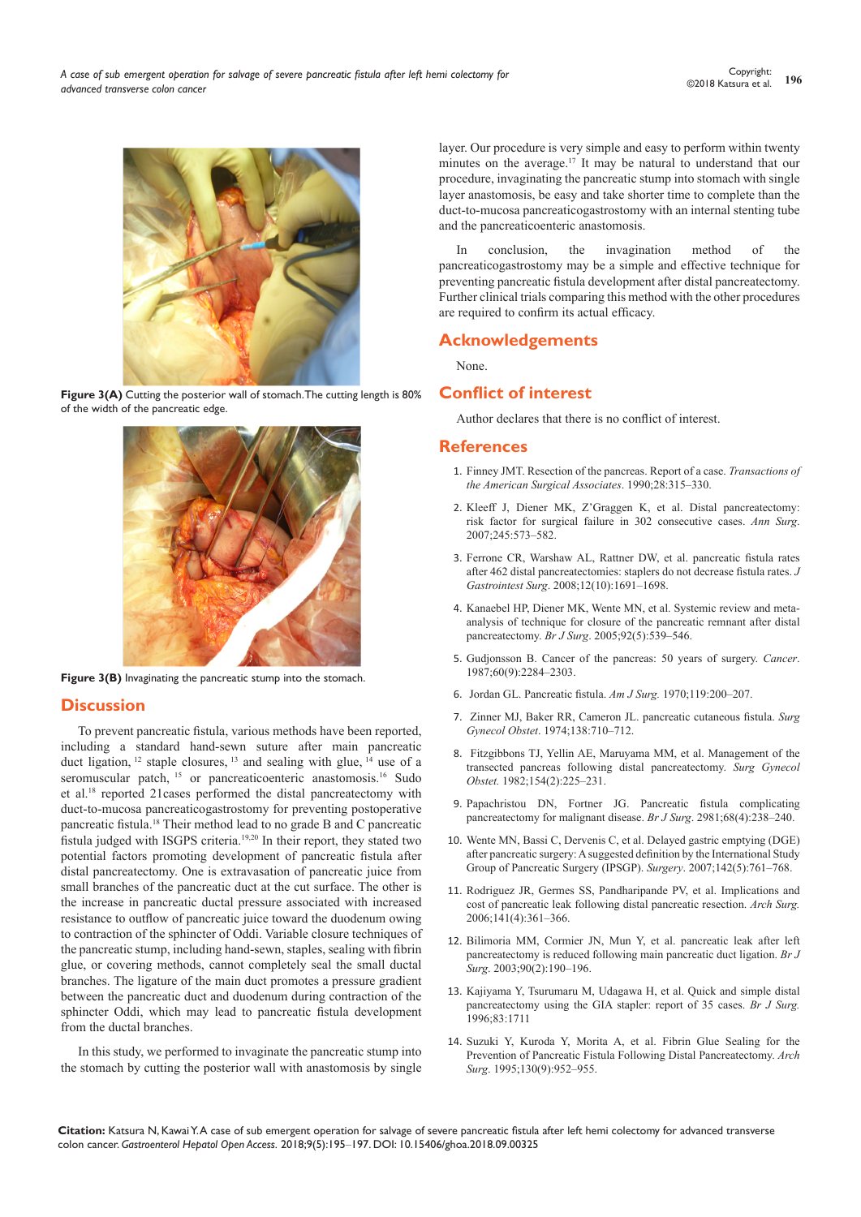Figure 3(A) Cutting the posterior wall of stomach. The cutting length is 80% of the width of the pancreatic edge.

Figure 3(B) Invaginating the pancreatic stump into the stomach.

## Discussion

To prevent pancreatic fistula, various methods have been reported, including a standard hand-sewn suture after main pancreatic duct ligation,[12] staple closures,[13] and sealing with glue,[14] use of a seromuscular patch,[15] or pancreaticoenteric anastomosis.[16] Sudo et al.[18] reported 21cases performed the distal pancreatectomy with duct-to-mucosa pancreaticogastrostomy for preventing postoperative pancreatic fistula.[18] Their method lead to no grade B and C pancreatic fistula judged with ISGPS criteria.[19,20] In their report, they stated two potential factors promoting development of pancreatic fistula after distal pancreatectomy. One is extravasation of pancreatic juice from small branches of the pancreatic duct at the cut surface. The other is the increase in pancreatic ductal pressure associated with increased resistance to outflow of pancreatic juice toward the duodenum owing to contraction of the sphincter of Oddi. Variable closure techniques of the pancreatic stump, including hand-sewn, staples, sealing with fibrin glue, or covering methods, cannot completely seal the small ductal branches. The ligature of the main duct promotes a pressure gradient between the pancreatic duct and duodenum during contraction of the sphincter Oddi, which may lead to pancreatic fistula development from the ductal branches.

In this study, we performed to invaginate the pancreatic stump into the stomach by cutting the posterior wall with anastomosis by single layer. Our procedure is very simple and easy to perform within twenty minutes on the average.[17] It may be natural to understand that our procedure, invaginating the pancreatic stump into stomach with single layer anastomosis, be easy and take shorter time to complete than the duct-to-mucosa pancreaticogastrostomy with an internal stenting tube and the pancreaticoenteric anastomosis.

In conclusion, the invagination method of the pancreaticogastrostomy may be a simple and effective technique for preventing pancreatic fistula development after distal pancreatectomy. Further clinical trials comparing this method with the other procedures are required to confirm its actual efficacy.

## Acknowledgements

None.

## Conflict of interest

Author declares that there is no conflict of interest.

## References

1. Finney JMT. Resection of the pancreas. Report of a case. *Transactions of the American Surgical Associates*. 1990;28:315–330.
2. Kleeff J, Diener MK, Z'Graggen K, et al. Distal pancreatectomy: risk factor for surgical failure in 302 consecutive cases. *Ann Surg*. 2007;245:573–582.
3. Ferrone CR, Warshaw AL, Rattner DW, et al. pancreatic fistula rates after 462 distal pancreatectomies: staplers do not decrease fistula rates. *J Gastrointest Surg*. 2008;12(10):1691–1698.
4. Kanaebel HP, Diener MK, Wente MN, et al. Systemic review and meta-analysis of technique for closure of the pancreatic remnant after distal pancreatectomy. *Br J Surg*. 2005;92(5):539–546.
5. Gudjonsson B. Cancer of the pancreas: 50 years of surgery. *Cancer*. 1987;60(9):2284–2303.
6. Jordan GL. Pancreatic fistula. *Am J Surg.* 1970;119:200–207.
7. Zinner MJ, Baker RR, Cameron JL. pancreatic cutaneous fistula. *Surg Gynecol Obstet*. 1974;138:710–712.
8. Fitzgibbons TJ, Yellin AE, Maruyama MM, et al. Management of the transected pancreas following distal pancreatectomy. *Surg Gynecol Obstet.* 1982;154(2):225–231.
9. Papachristou DN, Fortner JG. Pancreatic fistula complicating pancreatectomy for malignant disease. *Br J Surg*. 2981;68(4):238–240.
10. Wente MN, Bassi C, Dervenis C, et al. Delayed gastric emptying (DGE) after pancreatic surgery: A suggested definition by the International Study Group of Pancreatic Surgery (IPSGP). *Surgery*. 2007;142(5):761–768.
11. Rodriguez JR, Germes SS, Pandharipande PV, et al. Implications and cost of pancreatic leak following distal pancreatic resection. *Arch Surg.* 2006;141(4):361–366.
12. Bilimoria MM, Cormier JN, Mun Y, et al. pancreatic leak after left pancreatectomy is reduced following main pancreatic duct ligation. *Br J Surg*. 2003;90(2):190–196.
13. Kajiyama Y, Tsurumaru M, Udagawa H, et al. Quick and simple distal pancreatectomy using the GIA stapler: report of 35 cases. *Br J Surg.* 1996;83:1711
14. Suzuki Y, Kuroda Y, Morita A, et al. Fibrin Glue Sealing for the Prevention of Pancreatic Fistula Following Distal Pancreatectomy. *Arch Surg*. 1995;130(9):952–955.

**Citation:** Katsura N, Kawai Y. A case of sub emergent operation for salvage of severe pancreatic fistula after left hemi colectomy for advanced transverse colon cancer. *Gastroenterol Hepatol Open Access.* 2018;9(5):195–197. DOI: 10.15406/ghoa.2018.09.00325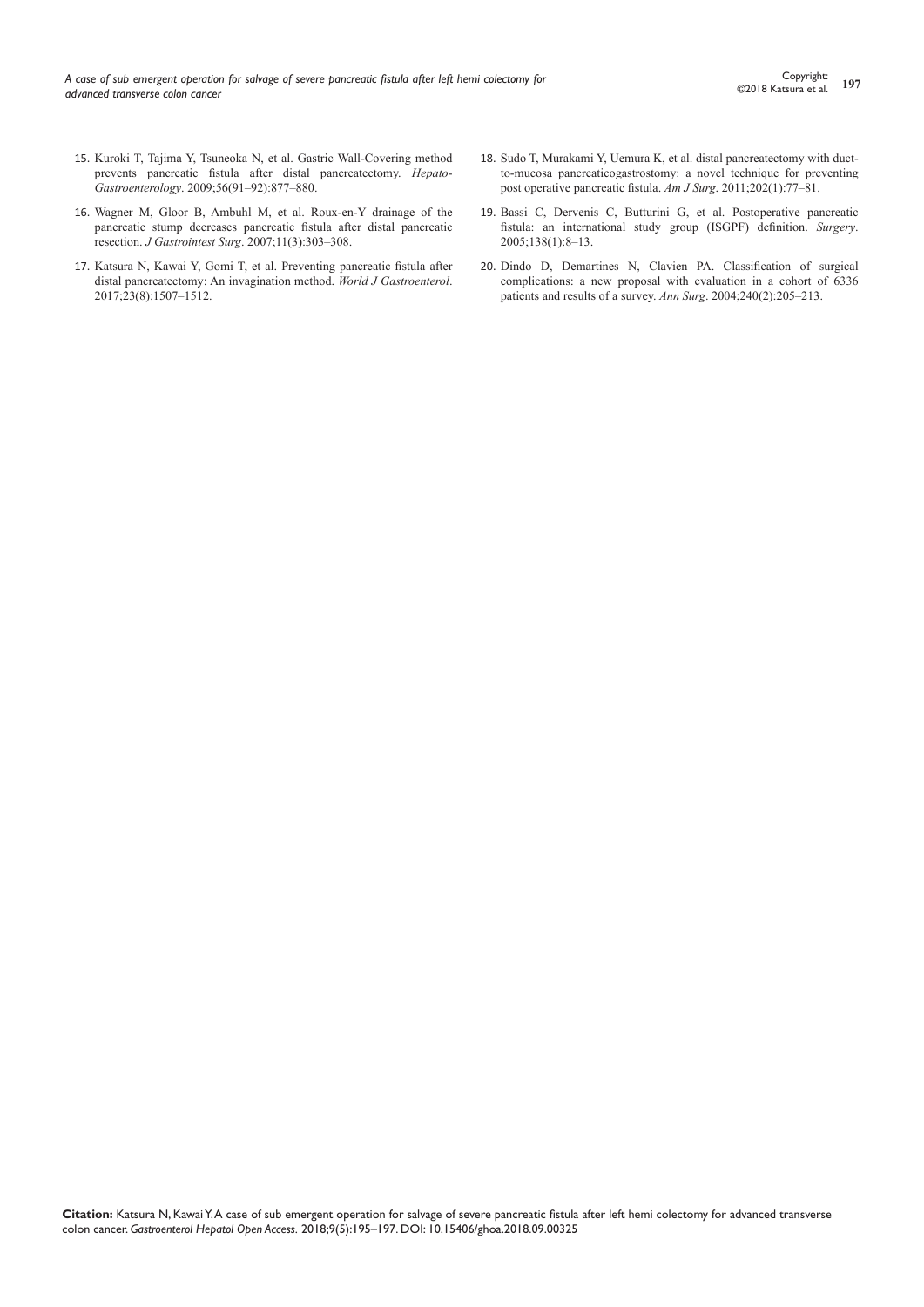15. Kuroki T, Tajima Y, Tsuneoka N, et al. Gastric Wall-Covering method prevents pancreatic fistula after distal pancreatectomy. *Hepato-Gastroenterology*. 2009;56(91–92):877–880.
16. Wagner M, Gloor B, Ambuhl M, et al. Roux-en-Y drainage of the pancreatic stump decreases pancreatic fistula after distal pancreatic resection. *J Gastrointest Surg*. 2007;11(3):303–308.
17. Katsura N, Kawai Y, Gomi T, et al. Preventing pancreatic fistula after distal pancreatectomy: An invagination method. *World J Gastroenterol*. 2017;23(8):1507–1512.
18. Sudo T, Murakami Y, Uemura K, et al. distal pancreatectomy with duct-to-mucosa pancreaticogastrostomy: a novel technique for preventing post operative pancreatic fistula. *Am J Surg*. 2011;202(1):77–81.
19. Bassi C, Dervenis C, Butturini G, et al. Postoperative pancreatic fistula: an international study group (ISGPF) definition. *Surgery*. 2005;138(1):8–13.
20. Dindo D, Demartines N, Clavien PA. Classification of surgical complications: a new proposal with evaluation in a cohort of 6336 patients and results of a survey. *Ann Surg*. 2004;240(2):205–213.

**Citation:** Katsura N, Kawai Y. A case of sub emergent operation for salvage of severe pancreatic fistula after left hemi colectomy for advanced transverse colon cancer. *Gastroenterol Hepatol Open Access.* 2018;9(5):195–197. DOI: 10.15406/ghoa.2018.09.00325